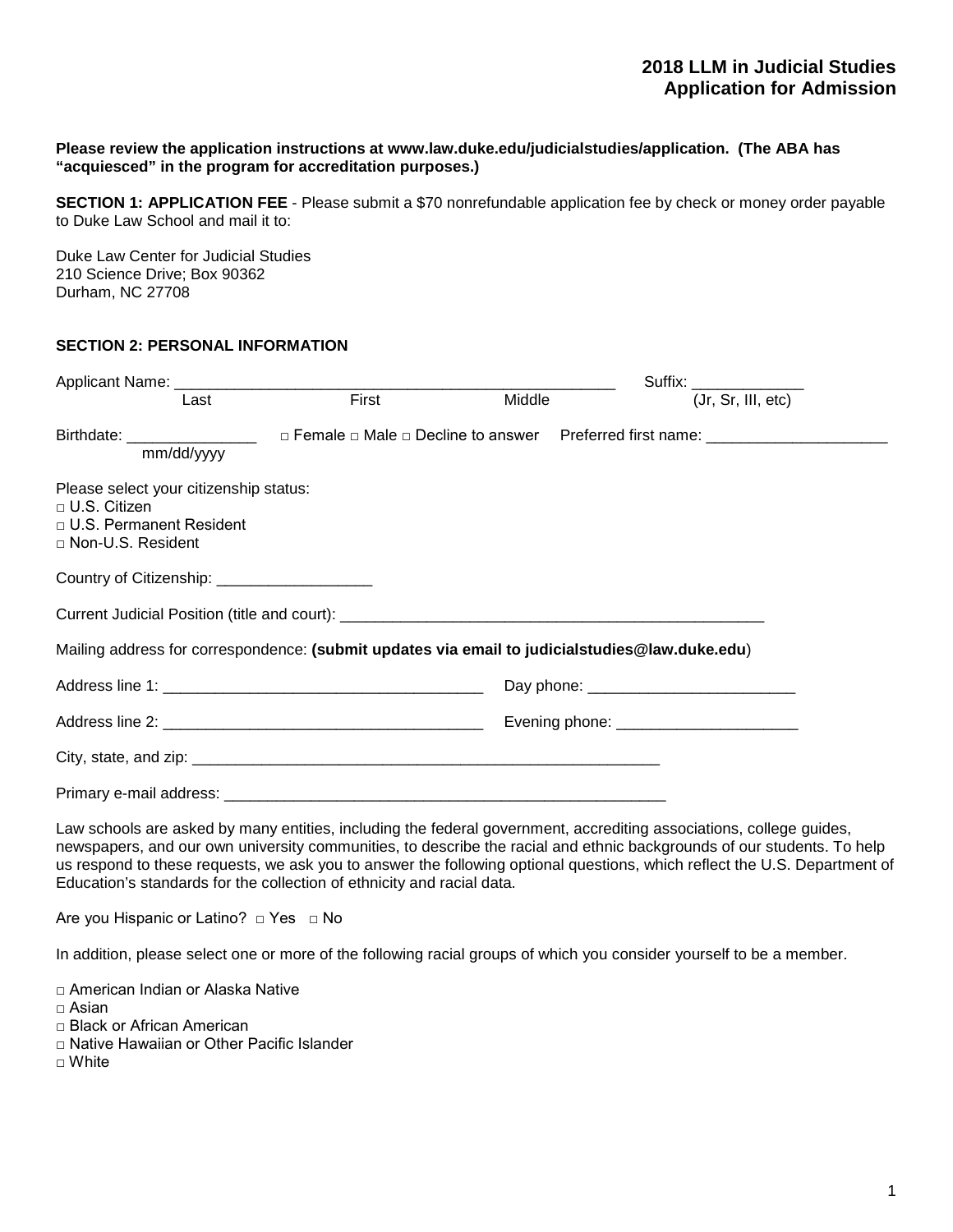# 2018 LLM in Judicial Studies
# Application for Admission

**Please review the application instructions at www.law.duke.edu/judicialstudies/application. (The ABA has "acquiesced" in the program for accreditation purposes.)**

**SECTION 1: APPLICATION FEE** - Please submit a $70 nonrefundable application fee by check or money order payable to Duke Law School and mail it to:

Duke Law Center for Judicial Studies
210 Science Drive; Box 90362
Durham, NC 27708

**SECTION 2: PERSONAL INFORMATION**

Applicant Name: ___________________________________________________ Suffix: ____________
Last First Middle (Jr, Sr, III, etc)

Birthdate: _______________ □ Female □ Male □ Decline to answer Preferred first name: ____________________
mm/dd/yyyy

Please select your citizenship status:
- □ U.S. Citizen
- □ U.S. Permanent Resident
- □ Non-U.S. Resident

Country of Citizenship: _________________

Current Judicial Position (title and court): __________________________________________________

Mailing address for correspondence: **(submit updates via email to judicialstudies@law.duke.edu)**

Address line 1: _____________________________________ Day phone: ________________________

Address line 2: _____________________________________ Evening phone: _____________________

City, state, and zip: ________________________________________________________

Primary e-mail address: ____________________________________________________

Law schools are asked by many entities, including the federal government, accrediting associations, college guides, newspapers, and our own university communities, to describe the racial and ethnic backgrounds of our students. To help us respond to these requests, we ask you to answer the following optional questions, which reflect the U.S. Department of Education's standards for the collection of ethnicity and racial data.

Are you Hispanic or Latino? □ Yes □ No

In addition, please select one or more of the following racial groups of which you consider yourself to be a member.

- □ American Indian or Alaska Native
- □ Asian
- □ Black or African American
- □ Native Hawaiian or Other Pacific Islander
- □ White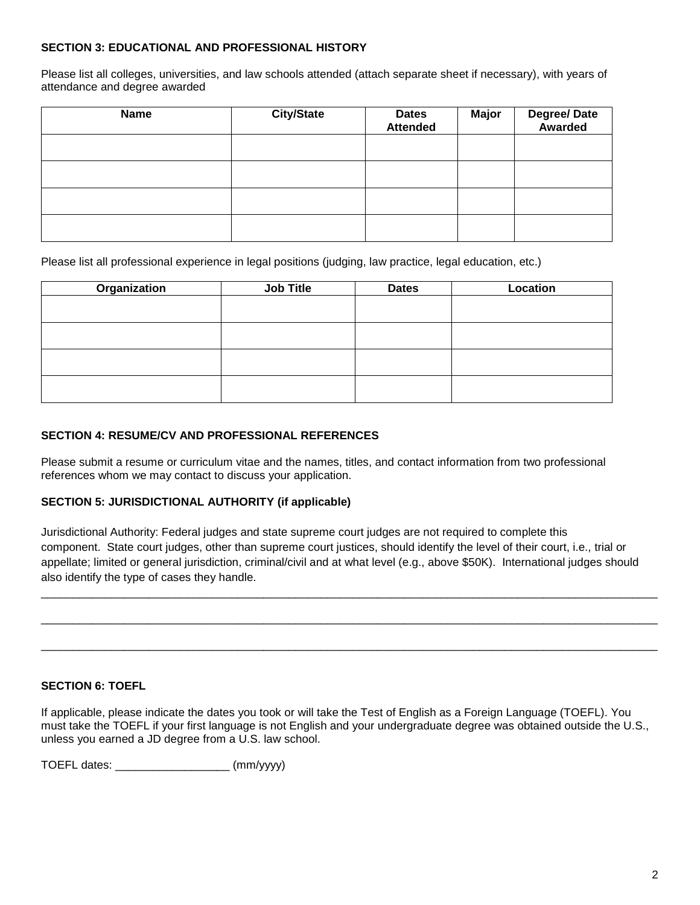**SECTION 3: EDUCATIONAL AND PROFESSIONAL HISTORY**

Please list all colleges, universities, and law schools attended (attach separate sheet if necessary), with years of attendance and degree awarded

| Name | City/State | Dates Attended | Major | Degree/ Date Awarded |
|---|---|---|---|---|
| | | | | |
| | | | | |
| | | | | |
| | | | | |

Please list all professional experience in legal positions (judging, law practice, legal education, etc.)

| Organization | Job Title | Dates | Location |
|---|---|---|---|
| | | | |
| | | | |
| | | | |
| | | | |

**SECTION 4: RESUME/CV AND PROFESSIONAL REFERENCES**

Please submit a resume or curriculum vitae and the names, titles, and contact information from two professional references whom we may contact to discuss your application.

**SECTION 5: JURISDICTIONAL AUTHORITY (if applicable)**

Jurisdictional Authority: Federal judges and state supreme court judges are not required to complete this component. State court judges, other than supreme court justices, should identify the level of their court, i.e., trial or appellate; limited or general jurisdiction, criminal/civil and at what level (e.g., above $50K). International judges should also identify the type of cases they handle.

_______________________________________________________________________________________________

_______________________________________________________________________________________________

_______________________________________________________________________________________________

**SECTION 6: TOEFL**

If applicable, please indicate the dates you took or will take the Test of English as a Foreign Language (TOEFL). You must take the TOEFL if your first language is not English and your undergraduate degree was obtained outside the U.S., unless you earned a JD degree from a U.S. law school.

TOEFL dates: __________________ (mm/yyyy)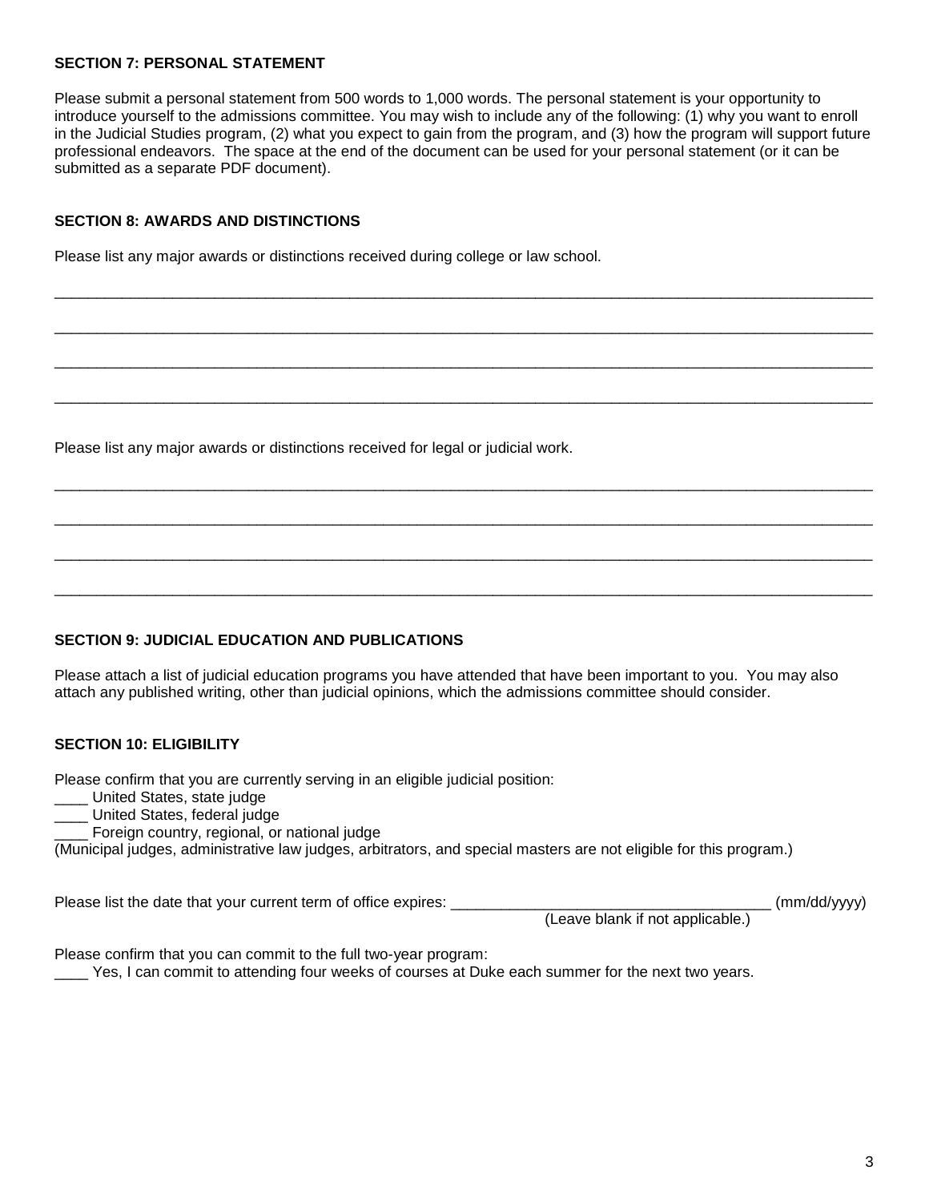**SECTION 7: PERSONAL STATEMENT**

Please submit a personal statement from 500 words to 1,000 words. The personal statement is your opportunity to introduce yourself to the admissions committee. You may wish to include any of the following: (1) why you want to enroll in the Judicial Studies program, (2) what you expect to gain from the program, and (3) how the program will support future professional endeavors. The space at the end of the document can be used for your personal statement (or it can be submitted as a separate PDF document).

**SECTION 8: AWARDS AND DISTINCTIONS**

Please list any major awards or distinctions received during college or law school.

\_\_\_\_\_\_\_\_\_\_\_\_\_\_\_\_\_\_\_\_\_\_\_\_\_\_\_\_\_\_\_\_\_\_\_\_\_\_\_\_\_\_\_\_\_\_\_\_\_\_\_\_\_\_\_\_\_\_\_\_\_\_\_\_\_\_\_\_\_\_\_\_\_\_\_\_\_\_

\_\_\_\_\_\_\_\_\_\_\_\_\_\_\_\_\_\_\_\_\_\_\_\_\_\_\_\_\_\_\_\_\_\_\_\_\_\_\_\_\_\_\_\_\_\_\_\_\_\_\_\_\_\_\_\_\_\_\_\_\_\_\_\_\_\_\_\_\_\_\_\_\_\_\_\_\_\_

\_\_\_\_\_\_\_\_\_\_\_\_\_\_\_\_\_\_\_\_\_\_\_\_\_\_\_\_\_\_\_\_\_\_\_\_\_\_\_\_\_\_\_\_\_\_\_\_\_\_\_\_\_\_\_\_\_\_\_\_\_\_\_\_\_\_\_\_\_\_\_\_\_\_\_\_\_\_

\_\_\_\_\_\_\_\_\_\_\_\_\_\_\_\_\_\_\_\_\_\_\_\_\_\_\_\_\_\_\_\_\_\_\_\_\_\_\_\_\_\_\_\_\_\_\_\_\_\_\_\_\_\_\_\_\_\_\_\_\_\_\_\_\_\_\_\_\_\_\_\_\_\_\_\_\_\_

Please list any major awards or distinctions received for legal or judicial work.

\_\_\_\_\_\_\_\_\_\_\_\_\_\_\_\_\_\_\_\_\_\_\_\_\_\_\_\_\_\_\_\_\_\_\_\_\_\_\_\_\_\_\_\_\_\_\_\_\_\_\_\_\_\_\_\_\_\_\_\_\_\_\_\_\_\_\_\_\_\_\_\_\_\_\_\_\_\_

\_\_\_\_\_\_\_\_\_\_\_\_\_\_\_\_\_\_\_\_\_\_\_\_\_\_\_\_\_\_\_\_\_\_\_\_\_\_\_\_\_\_\_\_\_\_\_\_\_\_\_\_\_\_\_\_\_\_\_\_\_\_\_\_\_\_\_\_\_\_\_\_\_\_\_\_\_\_

\_\_\_\_\_\_\_\_\_\_\_\_\_\_\_\_\_\_\_\_\_\_\_\_\_\_\_\_\_\_\_\_\_\_\_\_\_\_\_\_\_\_\_\_\_\_\_\_\_\_\_\_\_\_\_\_\_\_\_\_\_\_\_\_\_\_\_\_\_\_\_\_\_\_\_\_\_\_

\_\_\_\_\_\_\_\_\_\_\_\_\_\_\_\_\_\_\_\_\_\_\_\_\_\_\_\_\_\_\_\_\_\_\_\_\_\_\_\_\_\_\_\_\_\_\_\_\_\_\_\_\_\_\_\_\_\_\_\_\_\_\_\_\_\_\_\_\_\_\_\_\_\_\_\_\_\_

**SECTION 9: JUDICIAL EDUCATION AND PUBLICATIONS**

Please attach a list of judicial education programs you have attended that have been important to you. You may also attach any published writing, other than judicial opinions, which the admissions committee should consider.

**SECTION 10: ELIGIBILITY**

Please confirm that you are currently serving in an eligible judicial position:

\_\_\_\_ United States, state judge  
\_\_\_\_ United States, federal judge  
\_\_\_\_ Foreign country, regional, or national judge  
(Municipal judges, administrative law judges, arbitrators, and special masters are not eligible for this program.)

Please list the date that your current term of office expires: \_\_\_\_\_\_\_\_\_\_\_\_\_\_\_\_\_\_\_\_\_\_\_\_\_\_\_\_\_\_\_\_\_\_\_\_\_\_ (mm/dd/yyyy)  
(Leave blank if not applicable.)

Please confirm that you can commit to the full two-year program:

\_\_\_\_ Yes, I can commit to attending four weeks of courses at Duke each summer for the next two years.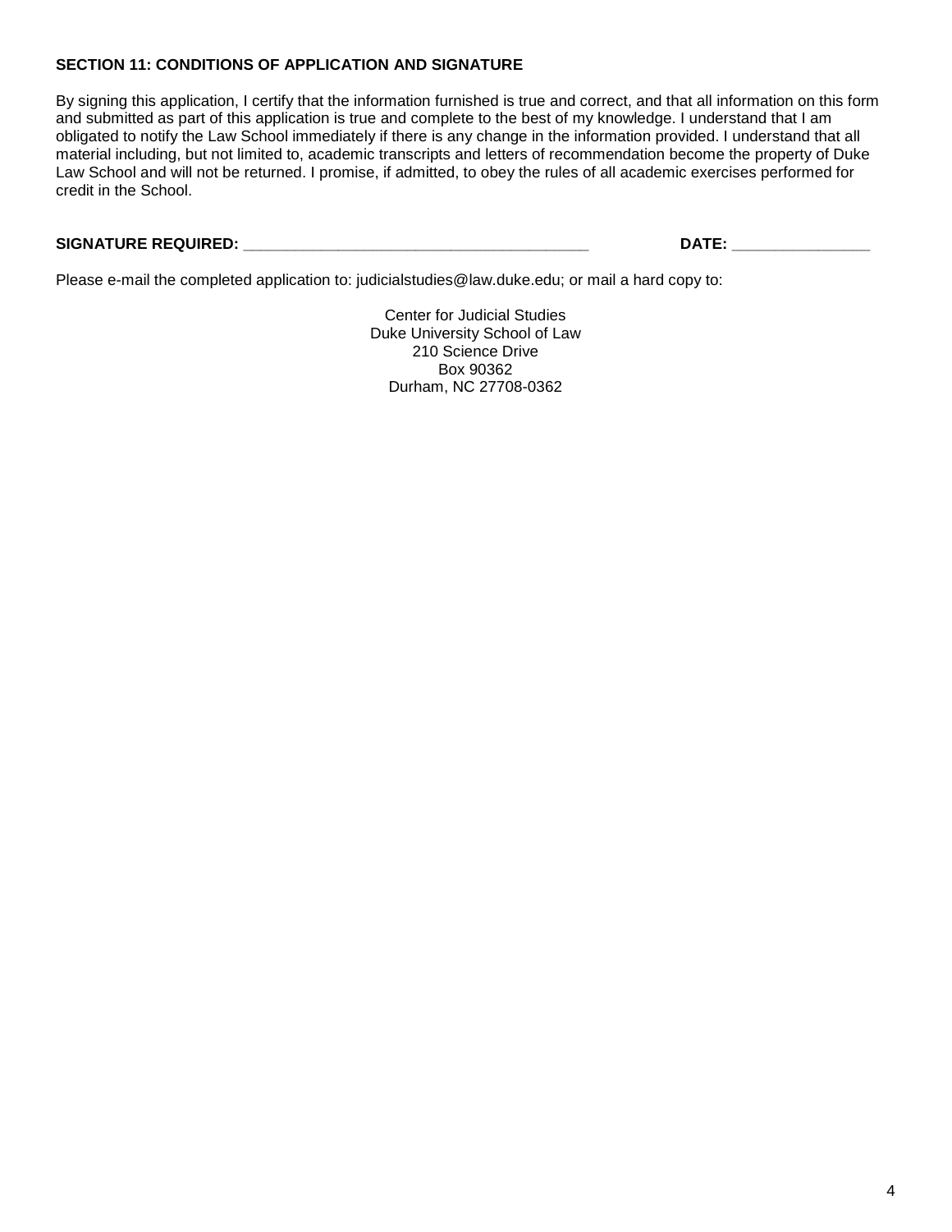**SECTION 11: CONDITIONS OF APPLICATION AND SIGNATURE**

By signing this application, I certify that the information furnished is true and correct, and that all information on this form and submitted as part of this application is true and complete to the best of my knowledge. I understand that I am obligated to notify the Law School immediately if there is any change in the information provided. I understand that all material including, but not limited to, academic transcripts and letters of recommendation become the property of Duke Law School and will not be returned. I promise, if admitted, to obey the rules of all academic exercises performed for credit in the School.

**SIGNATURE REQUIRED:** ________________________________________ **DATE:** ________________

Please e-mail the completed application to: judicialstudies@law.duke.edu; or mail a hard copy to:

Center for Judicial Studies
Duke University School of Law
210 Science Drive
Box 90362
Durham, NC 27708-0362